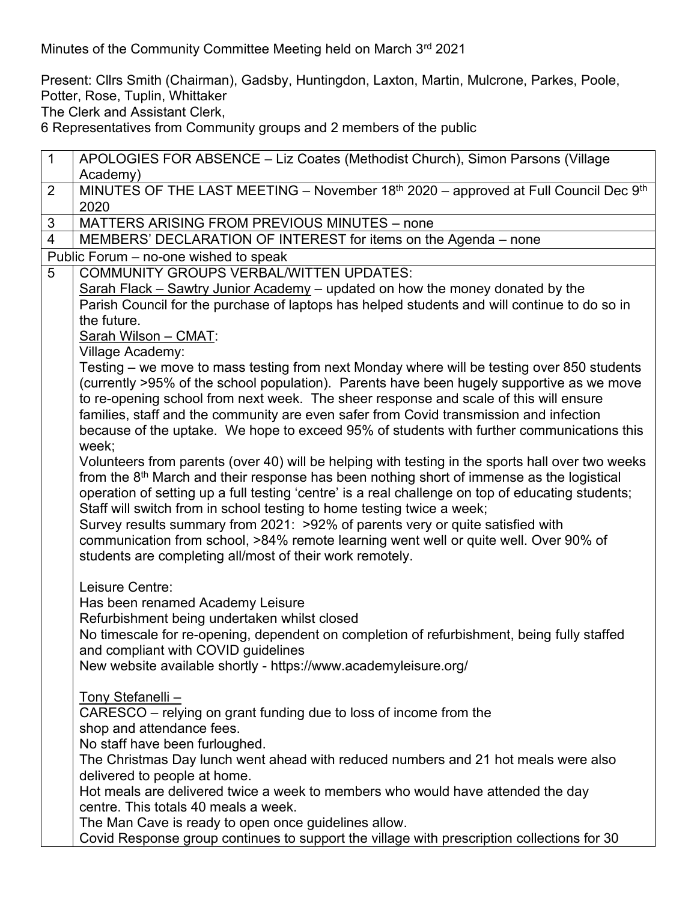Minutes of the Community Committee Meeting held on March 3rd 2021

Present: Cllrs Smith (Chairman), Gadsby, Huntingdon, Laxton, Martin, Mulcrone, Parkes, Poole, Potter, Rose, Tuplin, Whittaker
The Clerk and Assistant Clerk,
6 Representatives from Community groups and 2 members of the public

| | |
|---|---|
| 1 | APOLOGIES FOR ABSENCE – Liz Coates (Methodist Church), Simon Parsons (Village Academy) |
| 2 | MINUTES OF THE LAST MEETING – November 18th 2020 – approved at Full Council Dec 9th 2020 |
| 3 | MATTERS ARISING FROM PREVIOUS MINUTES – none |
| 4 | MEMBERS' DECLARATION OF INTEREST for items on the Agenda – none |
| Public Forum – no-one wished to speak | |
| 5 | COMMUNITY GROUPS VERBAL/WITTEN UPDATES:<br>Sarah Flack – Sawtry Junior Academy – updated on how the money donated by the Parish Council for the purchase of laptops has helped students and will continue to do so in the future.<br>Sarah Wilson – CMAT:<br>Village Academy:<br>Testing – we move to mass testing from next Monday where will be testing over 850 students (currently >95% of the school population). Parents have been hugely supportive as we move to re-opening school from next week. The sheer response and scale of this will ensure families, staff and the community are even safer from Covid transmission and infection because of the uptake. We hope to exceed 95% of students with further communications this week;<br>Volunteers from parents (over 40) will be helping with testing in the sports hall over two weeks from the 8th March and their response has been nothing short of immense as the logistical operation of setting up a full testing 'centre' is a real challenge on top of educating students;<br>Staff will switch from in school testing to home testing twice a week;<br>Survey results summary from 2021: >92% of parents very or quite satisfied with communication from school, >84% remote learning went well or quite well. Over 90% of students are completing all/most of their work remotely.<br><br>Leisure Centre:<br>Has been renamed Academy Leisure<br>Refurbishment being undertaken whilst closed<br>No timescale for re-opening, dependent on completion of refurbishment, being fully staffed and compliant with COVID guidelines<br>New website available shortly - https://www.academyleisure.org/<br><br>Tony Stefanelli –<br>CARESCO – relying on grant funding due to loss of income from the shop and attendance fees.<br>No staff have been furloughed.<br>The Christmas Day lunch went ahead with reduced numbers and 21 hot meals were also delivered to people at home.<br>Hot meals are delivered twice a week to members who would have attended the day centre. This totals 40 meals a week.<br>The Man Cave is ready to open once guidelines allow.<br>Covid Response group continues to support the village with prescription collections for 30 |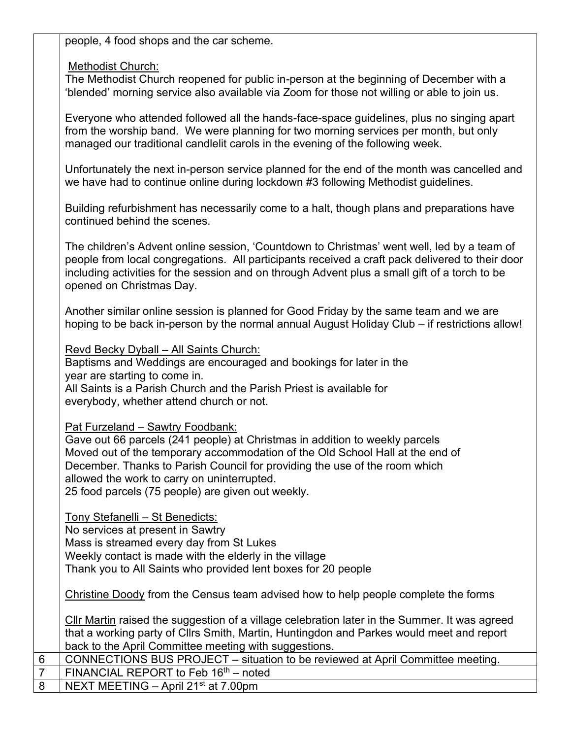| | |
|---|---|
| | people, 4 food shops and the car scheme.<br><br><u>Methodist Church:</u><br>The Methodist Church reopened for public in-person at the beginning of December with a 'blended' morning service also available via Zoom for those not willing or able to join us.<br><br>Everyone who attended followed all the hands-face-space guidelines, plus no singing apart from the worship band. We were planning for two morning services per month, but only managed our traditional candlelit carols in the evening of the following week.<br><br>Unfortunately the next in-person service planned for the end of the month was cancelled and we have had to continue online during lockdown #3 following Methodist guidelines.<br><br>Building refurbishment has necessarily come to a halt, though plans and preparations have continued behind the scenes.<br><br>The children's Advent online session, 'Countdown to Christmas' went well, led by a team of people from local congregations. All participants received a craft pack delivered to their door including activities for the session and on through Advent plus a small gift of a torch to be opened on Christmas Day.<br><br>Another similar online session is planned for Good Friday by the same team and we are hoping to be back in-person by the normal annual August Holiday Club – if restrictions allow!<br><br><u>Revd Becky Dyball – All Saints Church:</u><br>Baptisms and Weddings are encouraged and bookings for later in the year are starting to come in.<br>All Saints is a Parish Church and the Parish Priest is available for everybody, whether attend church or not.<br><br><u>Pat Furzeland – Sawtry Foodbank:</u><br>Gave out 66 parcels (241 people) at Christmas in addition to weekly parcels<br>Moved out of the temporary accommodation of the Old School Hall at the end of December. Thanks to Parish Council for providing the use of the room which allowed the work to carry on uninterrupted.<br>25 food parcels (75 people) are given out weekly.<br><br><u>Tony Stefanelli – St Benedicts:</u><br>No services at present in Sawtry<br>Mass is streamed every day from St Lukes<br>Weekly contact is made with the elderly in the village<br>Thank you to All Saints who provided lent boxes for 20 people<br><br><u>Christine Doody</u> from the Census team advised how to help people complete the forms<br><br><u>Cllr Martin</u> raised the suggestion of a village celebration later in the Summer. It was agreed that a working party of Cllrs Smith, Martin, Huntingdon and Parkes would meet and report back to the April Committee meeting with suggestions. |
| 6 | CONNECTIONS BUS PROJECT – situation to be reviewed at April Committee meeting. |
| 7 | FINANCIAL REPORT to Feb 16th – noted |
| 8 | NEXT MEETING – April 21st at 7.00pm |